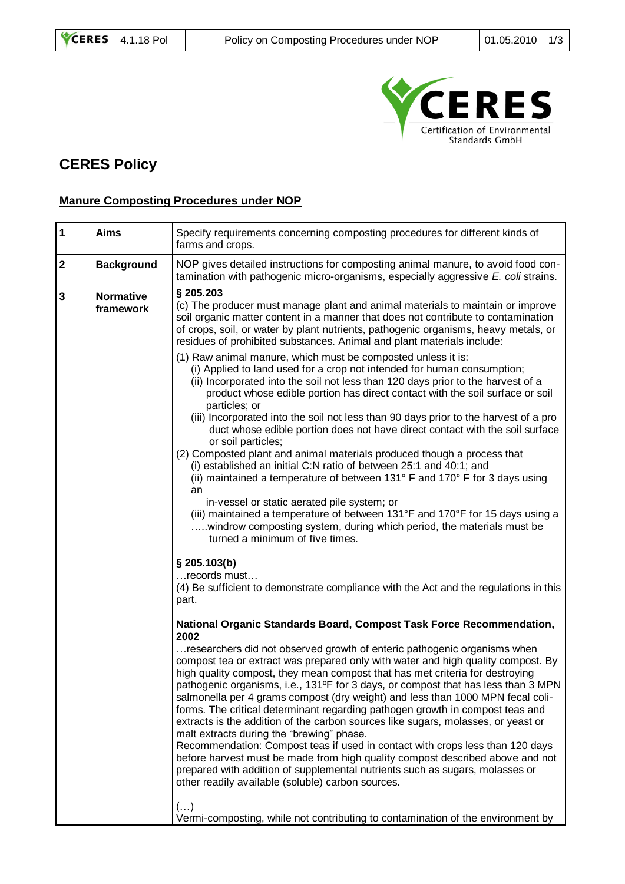# CERES Policy

## Manure Composting Procedures under NOP

| | | |
|---|---|---|
| **1** | **Aims** | Specify requirements concerning composting procedures for different kinds of farms and crops. |
| **2** | **Background** | NOP gives detailed instructions for composting animal manure, to avoid food contamination with pathogenic micro-organisms, especially aggressive *E. coli* strains. |
| **3** | **Normative framework** | **§ 205.203**<br>(c) The producer must manage plant and animal materials to maintain or improve soil organic matter content in a manner that does not contribute to contamination of crops, soil, or water by plant nutrients, pathogenic organisms, heavy metals, or residues of prohibited substances. Animal and plant materials include:<br>(1) Raw animal manure, which must be composted unless it is:<br>(i) Applied to land used for a crop not intended for human consumption;<br>(ii) Incorporated into the soil not less than 120 days prior to the harvest of a product whose edible portion has direct contact with the soil surface or soil particles; or<br>(iii) Incorporated into the soil not less than 90 days prior to the harvest of a pro duct whose edible portion does not have direct contact with the soil surface or soil particles;<br>(2) Composted plant and animal materials produced though a process that<br>(i) established an initial C:N ratio of between 25:1 and 40:1; and<br>(ii) maintained a temperature of between 131° F and 170° F for 3 days using an in-vessel or static aerated pile system; or<br>(iii) maintained a temperature of between 131°F and 170°F for 15 days using a …..windrow composting system, during which period, the materials must be turned a minimum of five times.<br><br>**§ 205.103(b)**<br>…records must…<br>(4) Be sufficient to demonstrate compliance with the Act and the regulations in this part.<br><br>**National Organic Standards Board, Compost Task Force Recommendation, 2002**<br>…researchers did not observed growth of enteric pathogenic organisms when compost tea or extract was prepared only with water and high quality compost. By high quality compost, they mean compost that has met criteria for destroying pathogenic organisms, i.e., 131ºF for 3 days, or compost that has less than 3 MPN salmonella per 4 grams compost (dry weight) and less than 1000 MPN fecal coliforms. The critical determinant regarding pathogen growth in compost teas and extracts is the addition of the carbon sources like sugars, molasses, or yeast or malt extracts during the "brewing" phase.<br>Recommendation: Compost teas if used in contact with crops less than 120 days before harvest must be made from high quality compost described above and not prepared with addition of supplemental nutrients such as sugars, molasses or other readily available (soluble) carbon sources.<br><br>(…)<br>Vermi-composting, while not contributing to contamination of the environment by |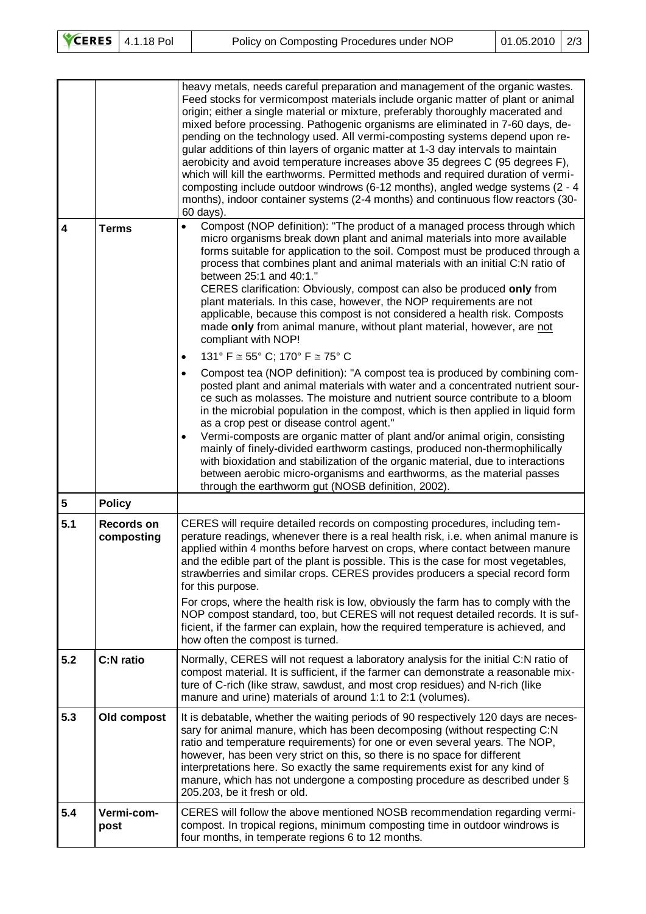| | | heavy metals, needs careful preparation and management of the organic wastes. Feed stocks for vermicompost materials include organic matter of plant or animal origin; either a single material or mixture, preferably thoroughly macerated and mixed before processing. Pathogenic organisms are eliminated in 7-60 days, depending on the technology used. All vermi-composting systems depend upon regular additions of thin layers of organic matter at 1-3 day intervals to maintain aerobicity and avoid temperature increases above 35 degrees C (95 degrees F), which will kill the earthworms. Permitted methods and required duration of vermi-composting include outdoor windrows (6-12 months), angled wedge systems (2 - 4 months), indoor container systems (2-4 months) and continuous flow reactors (30-60 days). |
|---|---|---|
| **4** | **Terms** | • Compost (NOP definition): "The product of a managed process through which micro organisms break down plant and animal materials into more available forms suitable for application to the soil. Compost must be produced through a process that combines plant and animal materials with an initial C:N ratio of between 25:1 and 40:1."<br>CERES clarification: Obviously, compost can also be produced **only** from plant materials. In this case, however, the NOP requirements are not applicable, because this compost is not considered a health risk. Composts made **only** from animal manure, without plant material, however, are <u>not</u> compliant with NOP!<br>• 131° F ≅ 55° C; 170° F ≅ 75° C<br>• Compost tea (NOP definition): "A compost tea is produced by combining composted plant and animal materials with water and a concentrated nutrient source such as molasses. The moisture and nutrient source contribute to a bloom in the microbial population in the compost, which is then applied in liquid form as a crop pest or disease control agent."<br>• Vermi-composts are organic matter of plant and/or animal origin, consisting mainly of finely-divided earthworm castings, produced non-thermophilically with bioxidation and stabilization of the organic material, due to interactions between aerobic micro-organisms and earthworms, as the material passes through the earthworm gut (NOSB definition, 2002). |
| **5** | **Policy** | |
| **5.1** | **Records on composting** | CERES will require detailed records on composting procedures, including temperature readings, whenever there is a real health risk, i.e. when animal manure is applied within 4 months before harvest on crops, where contact between manure and the edible part of the plant is possible. This is the case for most vegetables, strawberries and similar crops. CERES provides producers a special record form for this purpose.<br>For crops, where the health risk is low, obviously the farm has to comply with the NOP compost standard, too, but CERES will not request detailed records. It is sufficient, if the farmer can explain, how the required temperature is achieved, and how often the compost is turned. |
| **5.2** | **C:N ratio** | Normally, CERES will not request a laboratory analysis for the initial C:N ratio of compost material. It is sufficient, if the farmer can demonstrate a reasonable mixture of C-rich (like straw, sawdust, and most crop residues) and N-rich (like manure and urine) materials of around 1:1 to 2:1 (volumes). |
| **5.3** | **Old compost** | It is debatable, whether the waiting periods of 90 respectively 120 days are necessary for animal manure, which has been decomposing (without respecting C:N ratio and temperature requirements) for one or even several years. The NOP, however, has been very strict on this, so there is no space for different interpretations here. So exactly the same requirements exist for any kind of manure, which has not undergone a composting procedure as described under § 205.203, be it fresh or old. |
| **5.4** | **Vermi-compost** | CERES will follow the above mentioned NOSB recommendation regarding vermi-compost. In tropical regions, minimum composting time in outdoor windrows is four months, in temperate regions 6 to 12 months. |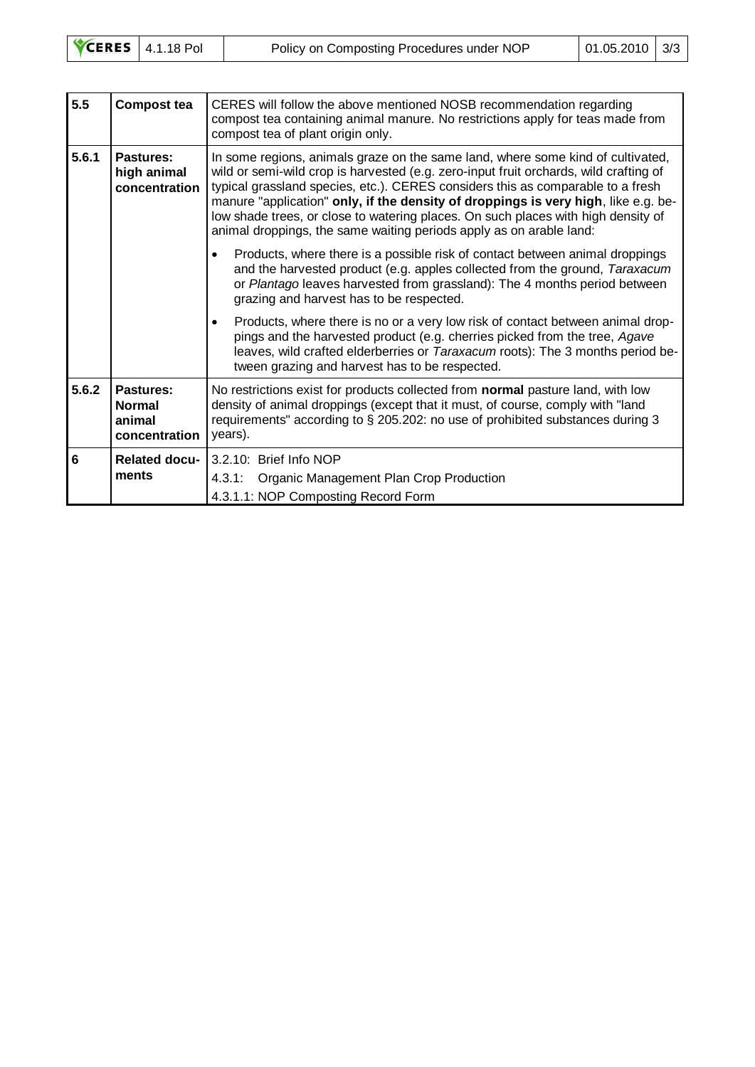| | | |
|---|---|---|
| **5.5** | **Compost tea** | CERES will follow the above mentioned NOSB recommendation regarding compost tea containing animal manure. No restrictions apply for teas made from compost tea of plant origin only. |
| **5.6.1** | **Pastures: high animal concentration** | In some regions, animals graze on the same land, where some kind of cultivated, wild or semi-wild crop is harvested (e.g. zero-input fruit orchards, wild crafting of typical grassland species, etc.). CERES considers this as comparable to a fresh manure "application" **only, if the density of droppings is very high**, like e.g. below shade trees, or close to watering places. On such places with high density of animal droppings, the same waiting periods apply as on arable land:<br>• Products, where there is a possible risk of contact between animal droppings and the harvested product (e.g. apples collected from the ground, *Taraxacum* or *Plantago* leaves harvested from grassland): The 4 months period between grazing and harvest has to be respected.<br>• Products, where there is no or a very low risk of contact between animal droppings and the harvested product (e.g. cherries picked from the tree, *Agave* leaves, wild crafted elderberries or *Taraxacum* roots): The 3 months period between grazing and harvest has to be respected. |
| **5.6.2** | **Pastures: Normal animal concentration** | No restrictions exist for products collected from **normal** pasture land, with low density of animal droppings (except that it must, of course, comply with "land requirements" according to § 205.202: no use of prohibited substances during 3 years). |
| **6** | **Related documents** | 3.2.10: Brief Info NOP<br>4.3.1: Organic Management Plan Crop Production<br>4.3.1.1: NOP Composting Record Form |